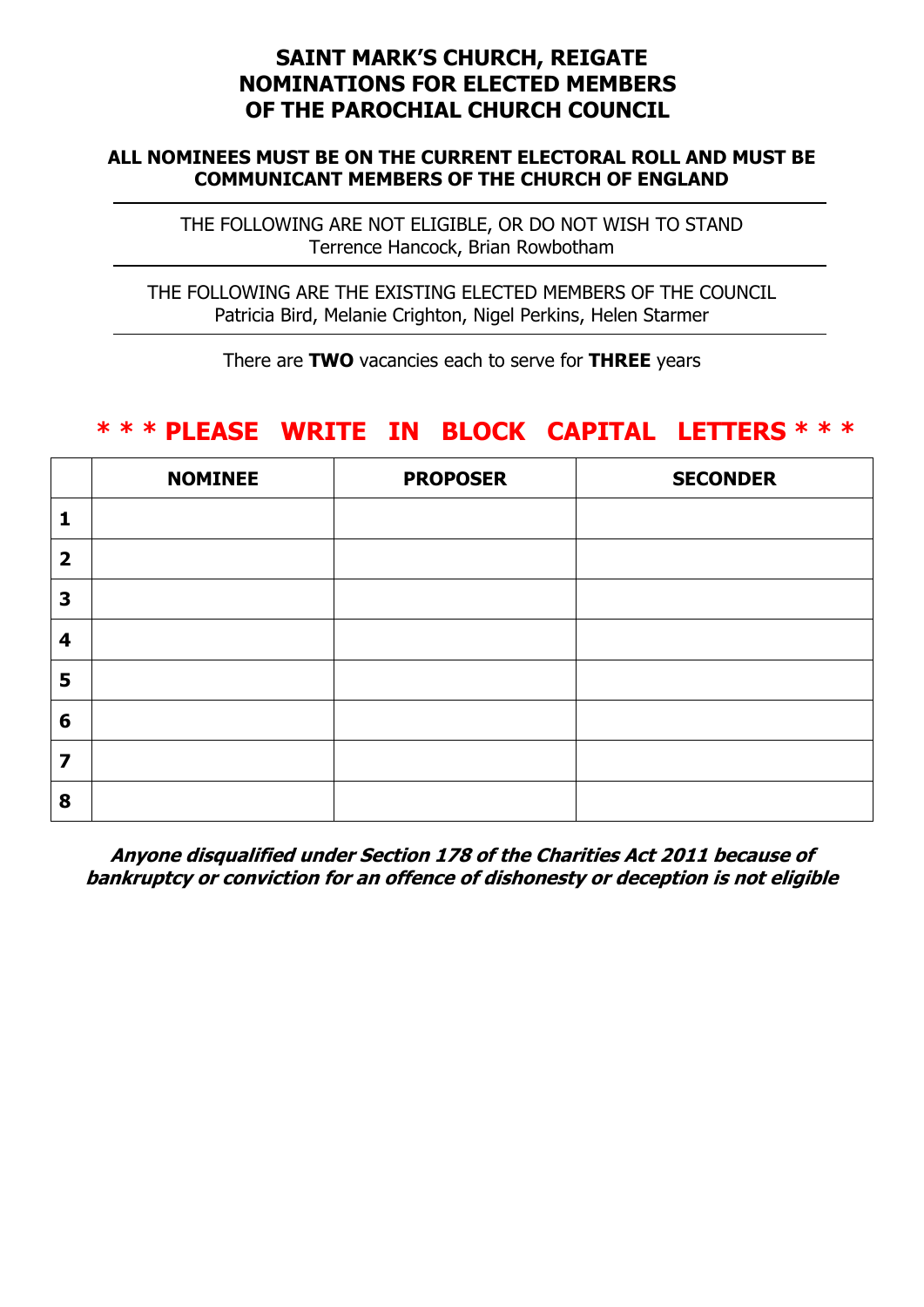# SAINT MARK'S CHURCH, REIGATE
# NOMINATIONS FOR ELECTED MEMBERS
# OF THE PAROCHIAL CHURCH COUNCIL

**ALL NOMINEES MUST BE ON THE CURRENT ELECTORAL ROLL AND MUST BE COMMUNICANT MEMBERS OF THE CHURCH OF ENGLAND**

---

THE FOLLOWING ARE NOT ELIGIBLE, OR DO NOT WISH TO STAND
Terrence Hancock, Brian Rowbotham

---

THE FOLLOWING ARE THE EXISTING ELECTED MEMBERS OF THE COUNCIL
Patricia Bird, Melanie Crighton, Nigel Perkins, Helen Starmer

---

There are **TWO** vacancies each to serve for **THREE** years

## * * * PLEASE WRITE IN BLOCK CAPITAL LETTERS * * *

| | NOMINEE | PROPOSER | SECONDER |
|---|---|---|---|
| **1** | | | |
| **2** | | | |
| **3** | | | |
| **4** | | | |
| **5** | | | |
| **6** | | | |
| **7** | | | |
| **8** | | | |

***Anyone disqualified under Section 178 of the Charities Act 2011 because of bankruptcy or conviction for an offence of dishonesty or deception is not eligible***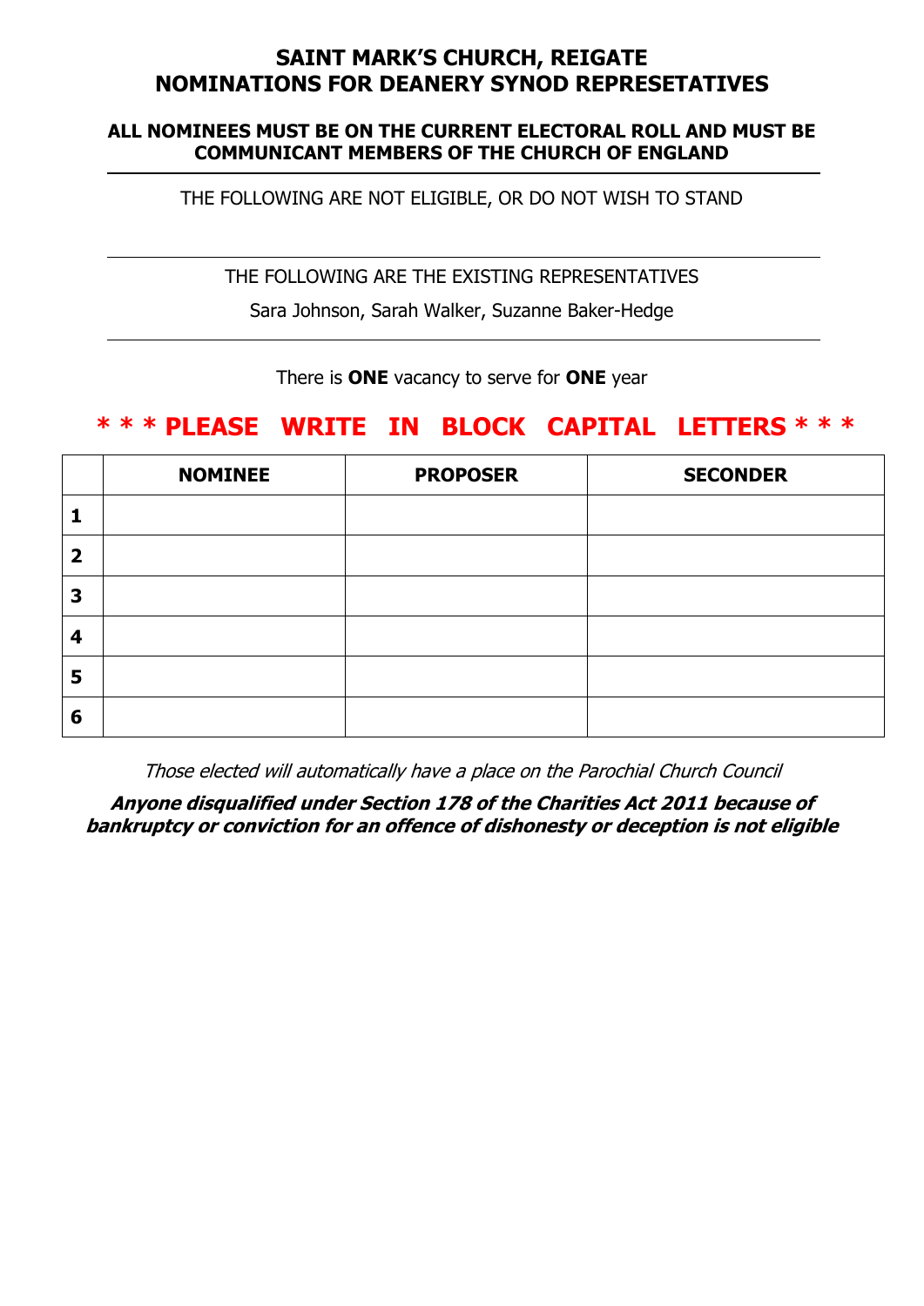# SAINT MARK'S CHURCH, REIGATE
# NOMINATIONS FOR DEANERY SYNOD REPRESETATIVES

**ALL NOMINEES MUST BE ON THE CURRENT ELECTORAL ROLL AND MUST BE COMMUNICANT MEMBERS OF THE CHURCH OF ENGLAND**

---

THE FOLLOWING ARE NOT ELIGIBLE, OR DO NOT WISH TO STAND

---

THE FOLLOWING ARE THE EXISTING REPRESENTATIVES

Sara Johnson, Sarah Walker, Suzanne Baker-Hedge

---

There is **ONE** vacancy to serve for **ONE** year

**\* \* \* PLEASE WRITE IN BLOCK CAPITAL LETTERS \* \* \***

| | NOMINEE | PROPOSER | SECONDER |
|---|---|---|---|
| **1** | | | |
| **2** | | | |
| **3** | | | |
| **4** | | | |
| **5** | | | |
| **6** | | | |

*Those elected will automatically have a place on the Parochial Church Council*

***Anyone disqualified under Section 178 of the Charities Act 2011 because of bankruptcy or conviction for an offence of dishonesty or deception is not eligible***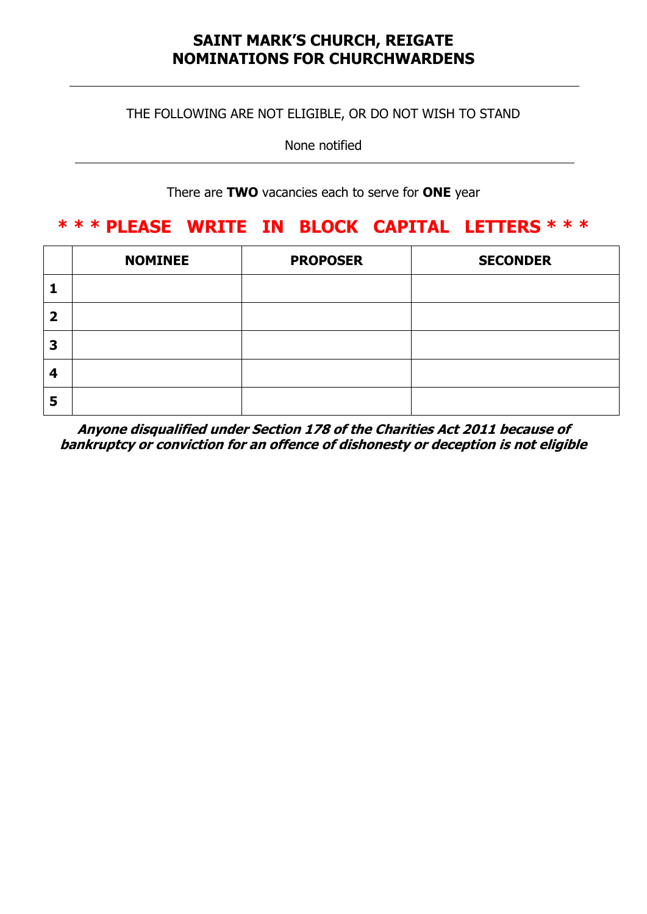# SAINT MARK'S CHURCH, REIGATE
# NOMINATIONS FOR CHURCHWARDENS

---

THE FOLLOWING ARE NOT ELIGIBLE, OR DO NOT WISH TO STAND

None notified

---

There are **TWO** vacancies each to serve for **ONE** year

## * * * PLEASE WRITE IN BLOCK CAPITAL LETTERS * * *

| | NOMINEE | PROPOSER | SECONDER |
|---|---|---|---|
| **1** | | | |
| **2** | | | |
| **3** | | | |
| **4** | | | |
| **5** | | | |

***Anyone disqualified under Section 178 of the Charities Act 2011 because of bankruptcy or conviction for an offence of dishonesty or deception is not eligible***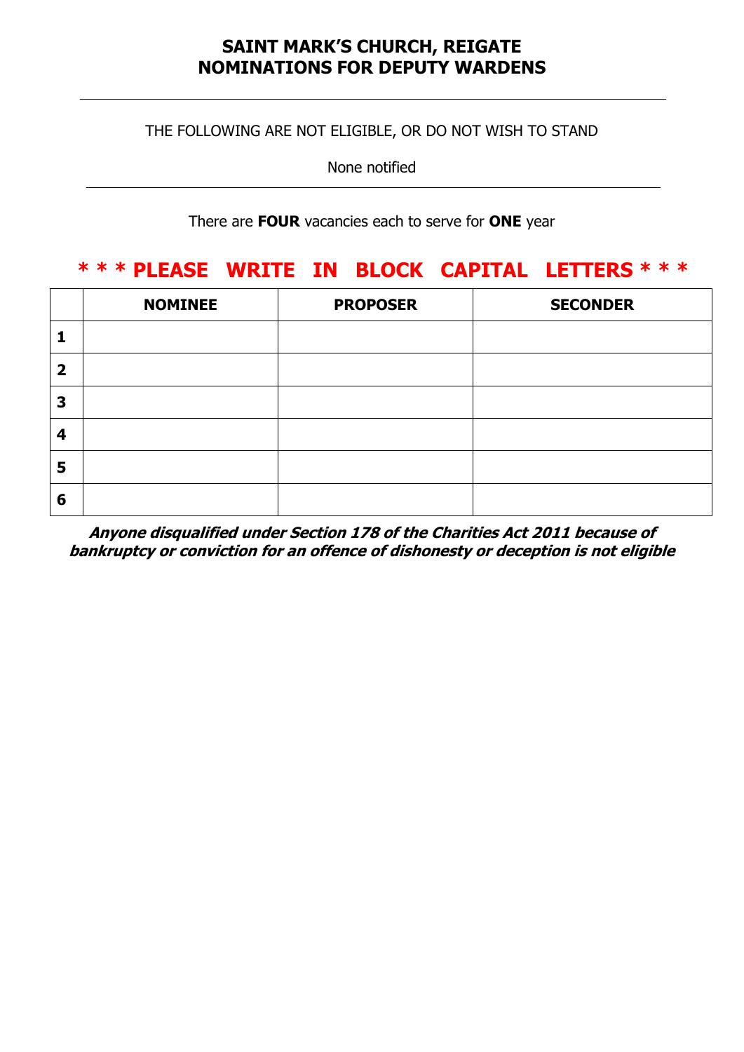# SAINT MARK'S CHURCH, REIGATE
# NOMINATIONS FOR DEPUTY WARDENS

---

THE FOLLOWING ARE NOT ELIGIBLE, OR DO NOT WISH TO STAND

None notified

---

There are **FOUR** vacancies each to serve for **ONE** year

**\* \* \* PLEASE WRITE IN BLOCK CAPITAL LETTERS \* \* \***

| | NOMINEE | PROPOSER | SECONDER |
|---|---|---|---|
| **1** | | | |
| **2** | | | |
| **3** | | | |
| **4** | | | |
| **5** | | | |
| **6** | | | |

***Anyone disqualified under Section 178 of the Charities Act 2011 because of bankruptcy or conviction for an offence of dishonesty or deception is not eligible***